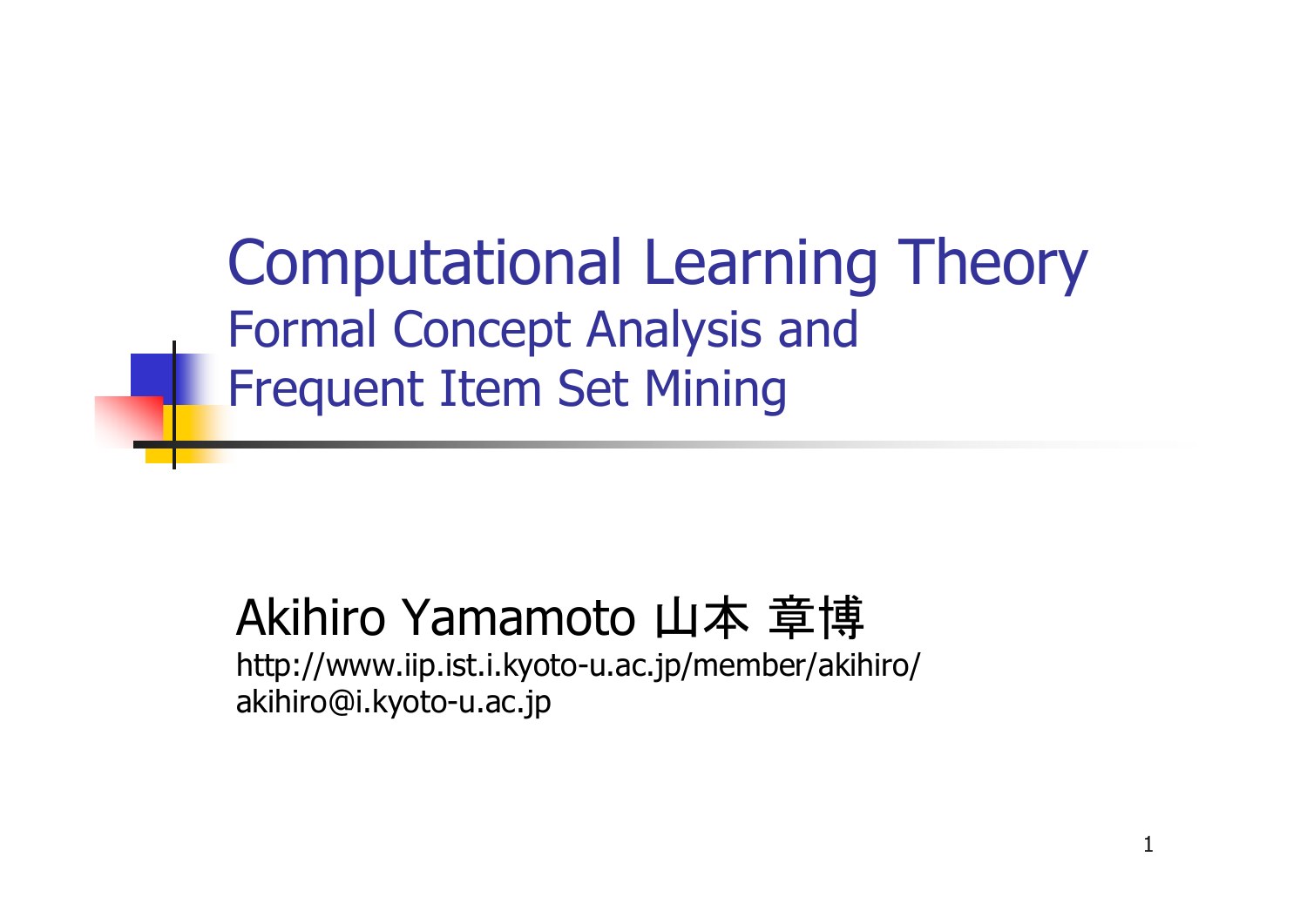# Computational Learning Theory

## Formal Concept Analysis and Frequent Item Set Mining

Akihiro Yamamoto 山本 章博

http://www.iip.ist.i.kyoto-u.ac.jp/member/akihiro/

akihiro@i.kyoto-u.ac.jp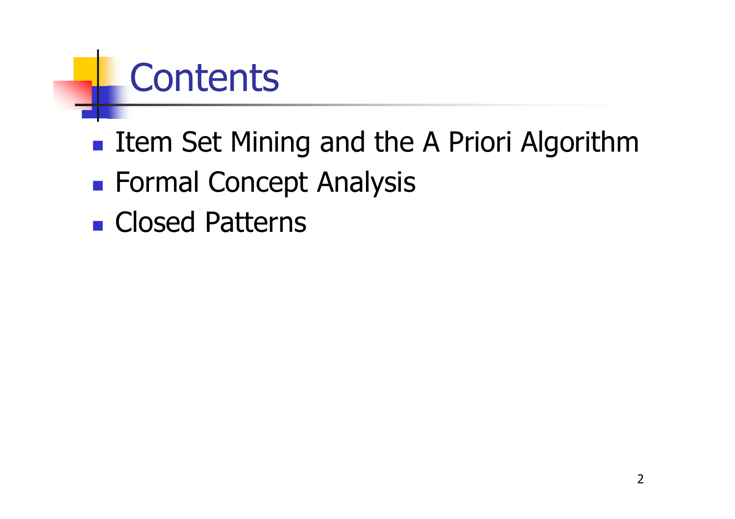# Contents

- Item Set Mining and the A Priori Algorithm
- Formal Concept Analysis
- Closed Patterns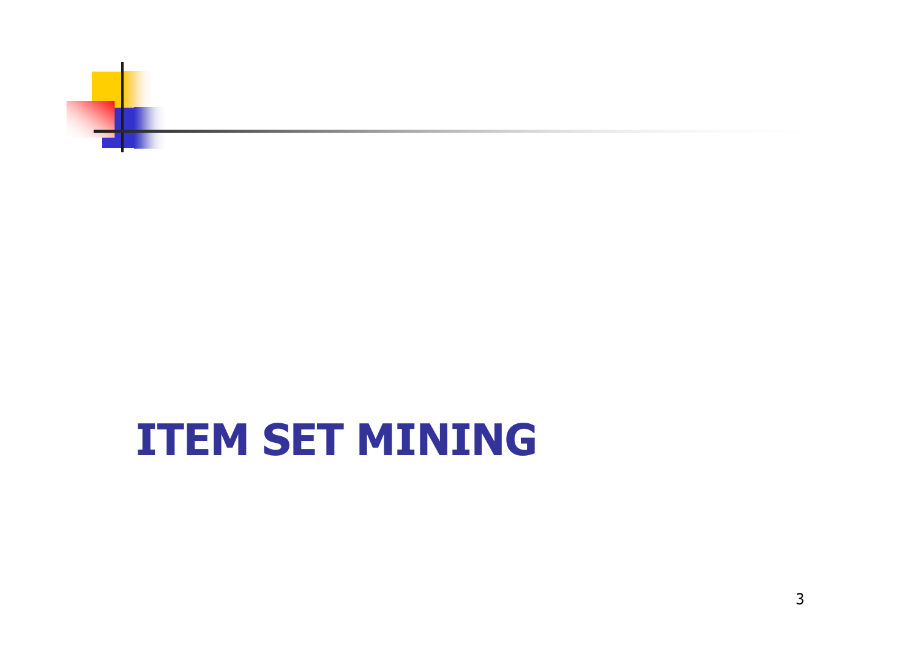# ITEM SET MINING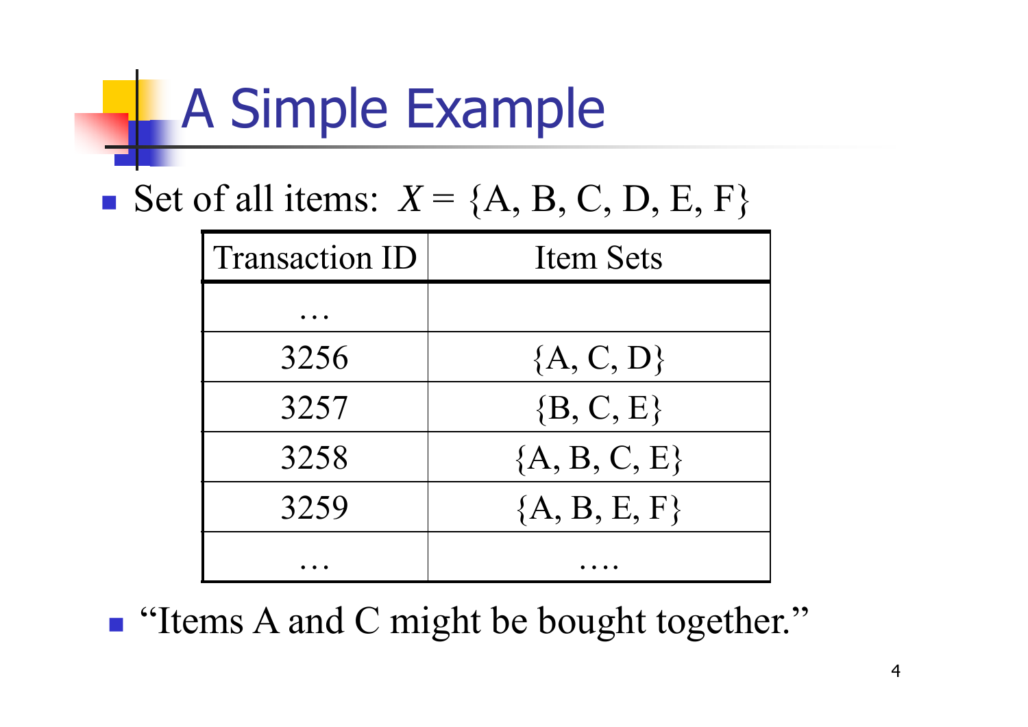# A Simple Example

- Set of all items: $X = \{A, B, C, D, E, F\}$

| Transaction ID | Item Sets |
|---|---|
| … | |
| 3256 | {A, C, D} |
| 3257 | {B, C, E} |
| 3258 | {A, B, C, E} |
| 3259 | {A, B, E, F} |
| … | …. |

- "Items A and C might be bought together."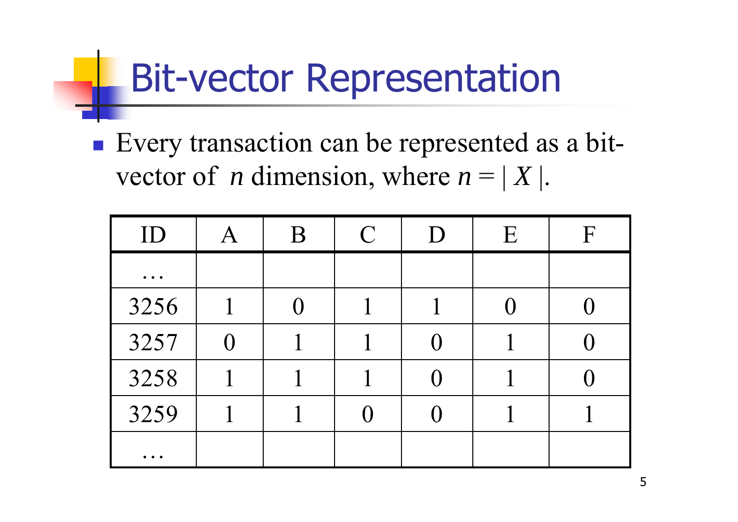# Bit-vector Representation

- Every transaction can be represented as a bit-vector of $n$ dimension, where $n = |X|$.

| ID | A | B | C | D | E | F |
|---|---|---|---|---|---|---|
| … | | | | | | |
| 3256 | 1 | 0 | 1 | 1 | 0 | 0 |
| 3257 | 0 | 1 | 1 | 0 | 1 | 0 |
| 3258 | 1 | 1 | 1 | 0 | 1 | 0 |
| 3259 | 1 | 1 | 0 | 0 | 1 | 1 |
| … | | | | | | |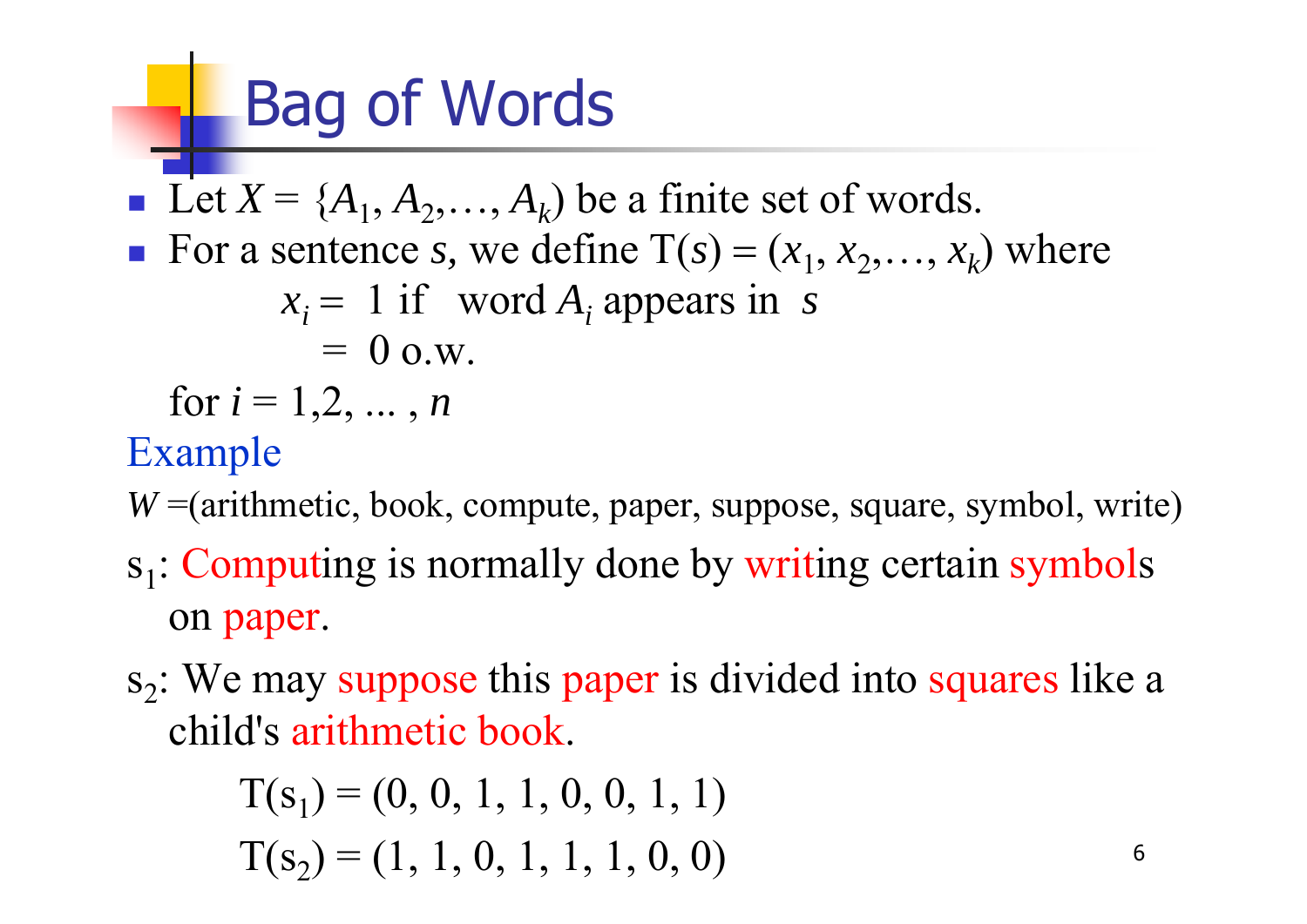# Bag of Words

- Let $X = \{A_1, A_2, \ldots, A_k)$ be a finite set of words.
- For a sentence *s*, we define $T(s) = (x_1, x_2, \ldots, x_k)$ where

$$x_i = 1 \text{ if word } A_i \text{ appears in } s$$
$$= 0 \text{ o.w.}$$

for $i = 1,2, \ldots, n$

Example

$W$ =(arithmetic, book, compute, paper, suppose, square, symbol, write)

$s_1$: Computing is normally done by writing certain symbols on paper.

$s_2$: We may suppose this paper is divided into squares like a child's arithmetic book.

$$T(s_1) = (0, 0, 1, 1, 0, 0, 1, 1)$$
$$T(s_2) = (1, 1, 0, 1, 1, 1, 0, 0)$$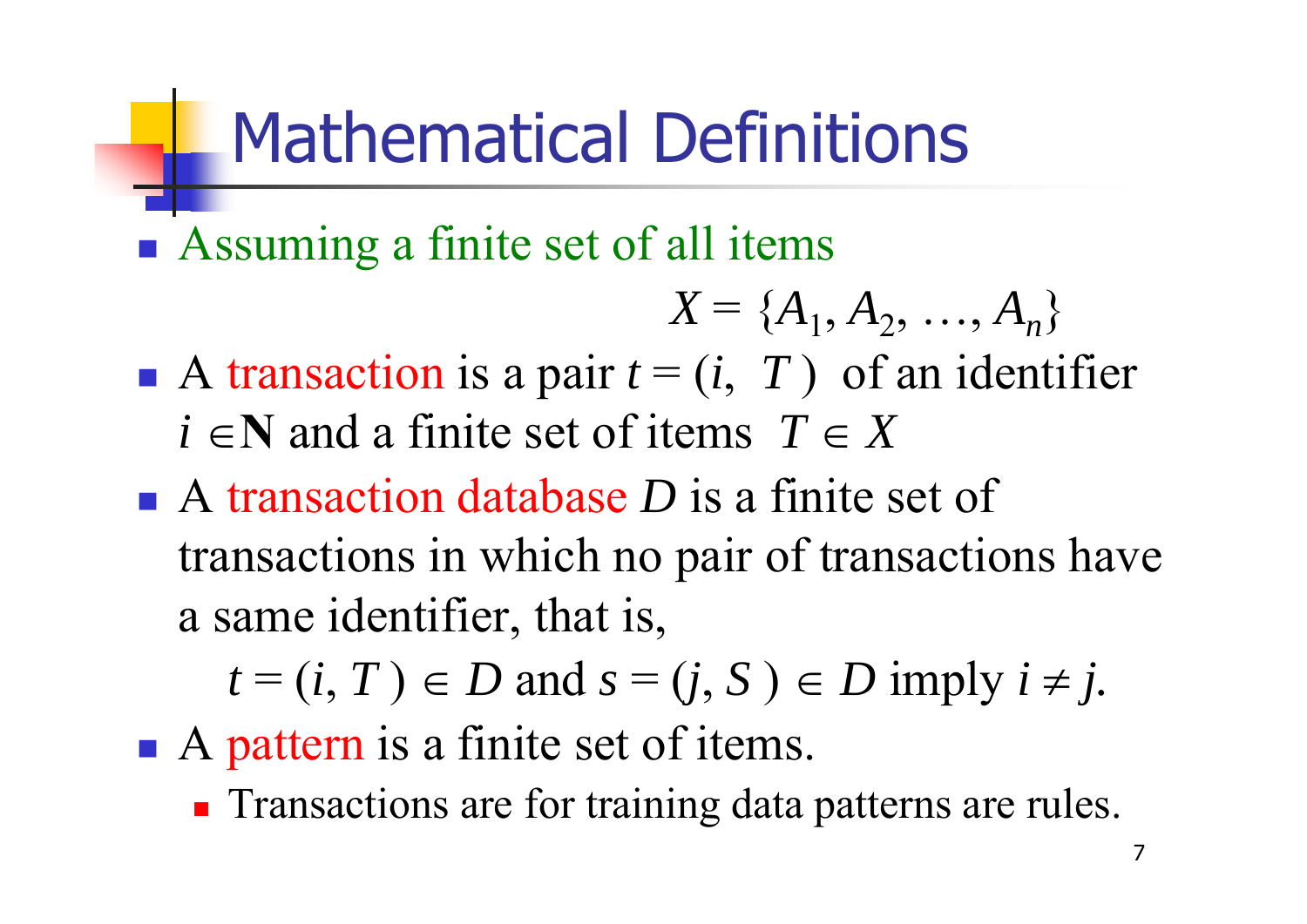# Mathematical Definitions

- Assuming a finite set of all items

$$X = \{A_1, A_2, \ldots, A_n\}$$

- A transaction is a pair $t = (i, T)$ of an identifier $i \in \mathbf{N}$ and a finite set of items $T \in X$
- A transaction database $D$ is a finite set of transactions in which no pair of transactions have a same identifier, that is,

$$t = (i, T) \in D \text{ and } s = (j, S) \in D \text{ imply } i \neq j.$$

- A pattern is a finite set of items.
  - Transactions are for training data patterns are rules.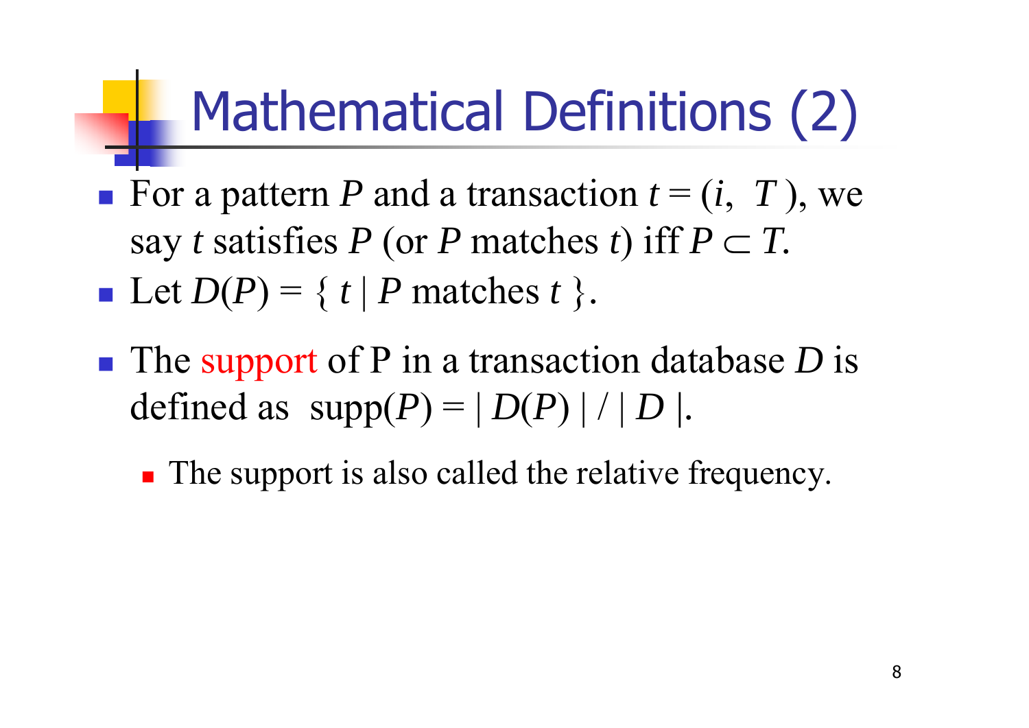# Mathematical Definitions (2)

- For a pattern $P$ and a transaction $t = (i, T)$, we say $t$ satisfies $P$ (or $P$ matches $t$) iff $P \subset T$.
- Let $D(P) = \{ t \mid P \text{ matches } t \}$.
- The support of P in a transaction database $D$ is defined as $\text{supp}(P) = | D(P) | / | D |$.
  - The support is also called the relative frequency.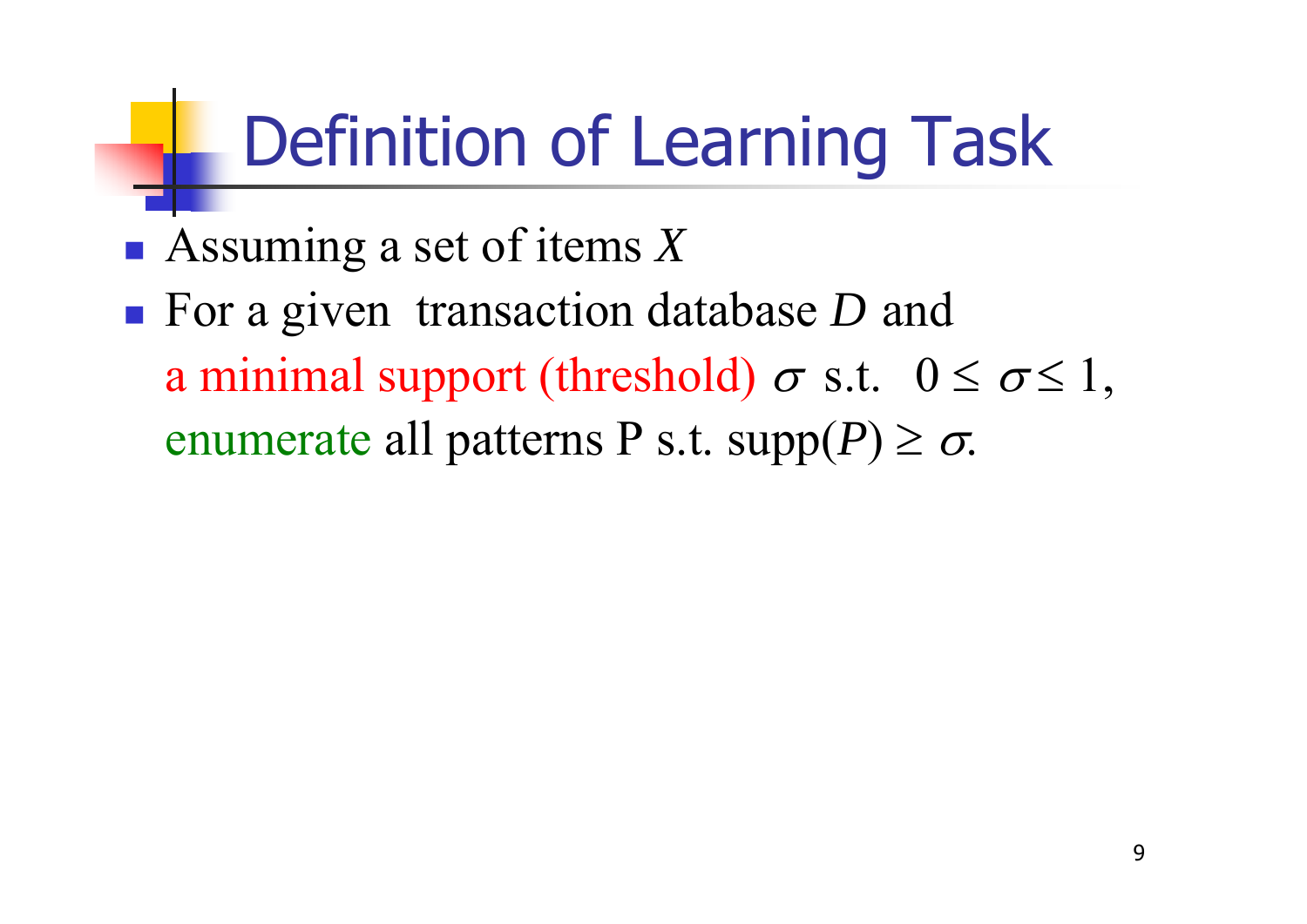# Definition of Learning Task

- Assuming a set of items $X$
- For a given transaction database $D$ and a minimal support (threshold) $\sigma$ s.t. $0 \leq \sigma \leq 1$, enumerate all patterns P s.t. supp($P$) $\geq \sigma$.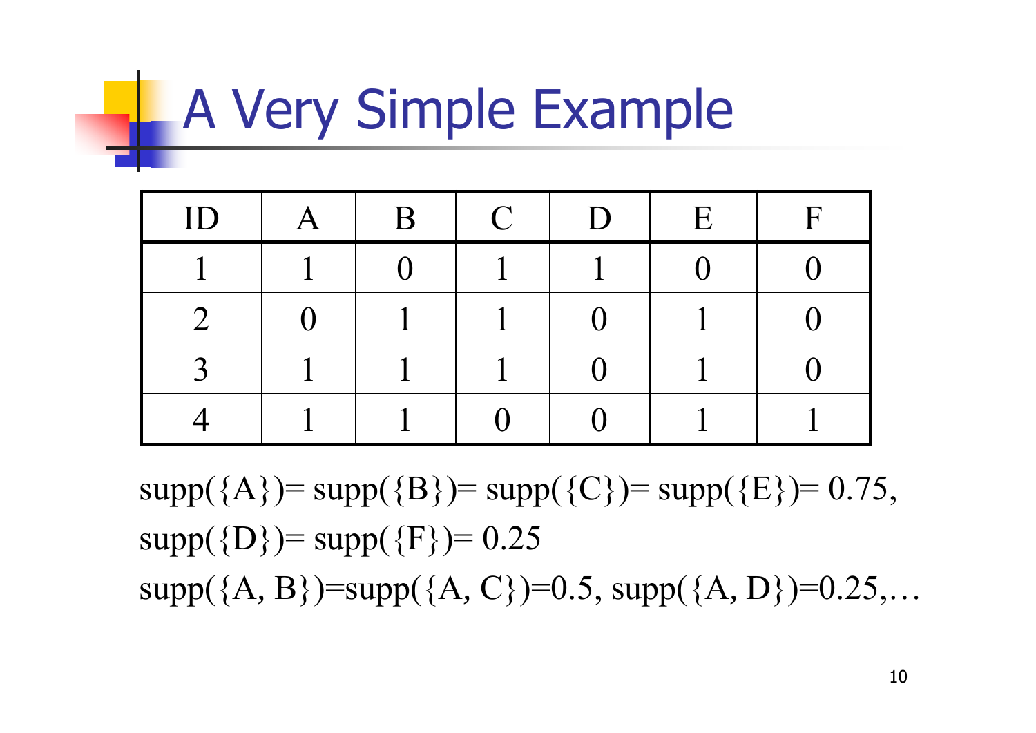# A Very Simple Example

| ID | A | B | C | D | E | F |
|---|---|---|---|---|---|---|
| 1 | 1 | 0 | 1 | 1 | 0 | 0 |
| 2 | 0 | 1 | 1 | 0 | 1 | 0 |
| 3 | 1 | 1 | 1 | 0 | 1 | 0 |
| 4 | 1 | 1 | 0 | 0 | 1 | 1 |

$supp(\{A\}) = supp(\{B\}) = supp(\{C\}) = supp(\{E\}) = 0.75$,

$supp(\{D\}) = supp(\{F\}) = 0.25$

$supp(\{A, B\}) = supp(\{A, C\}) = 0.5$, $supp(\{A, D\}) = 0.25, \ldots$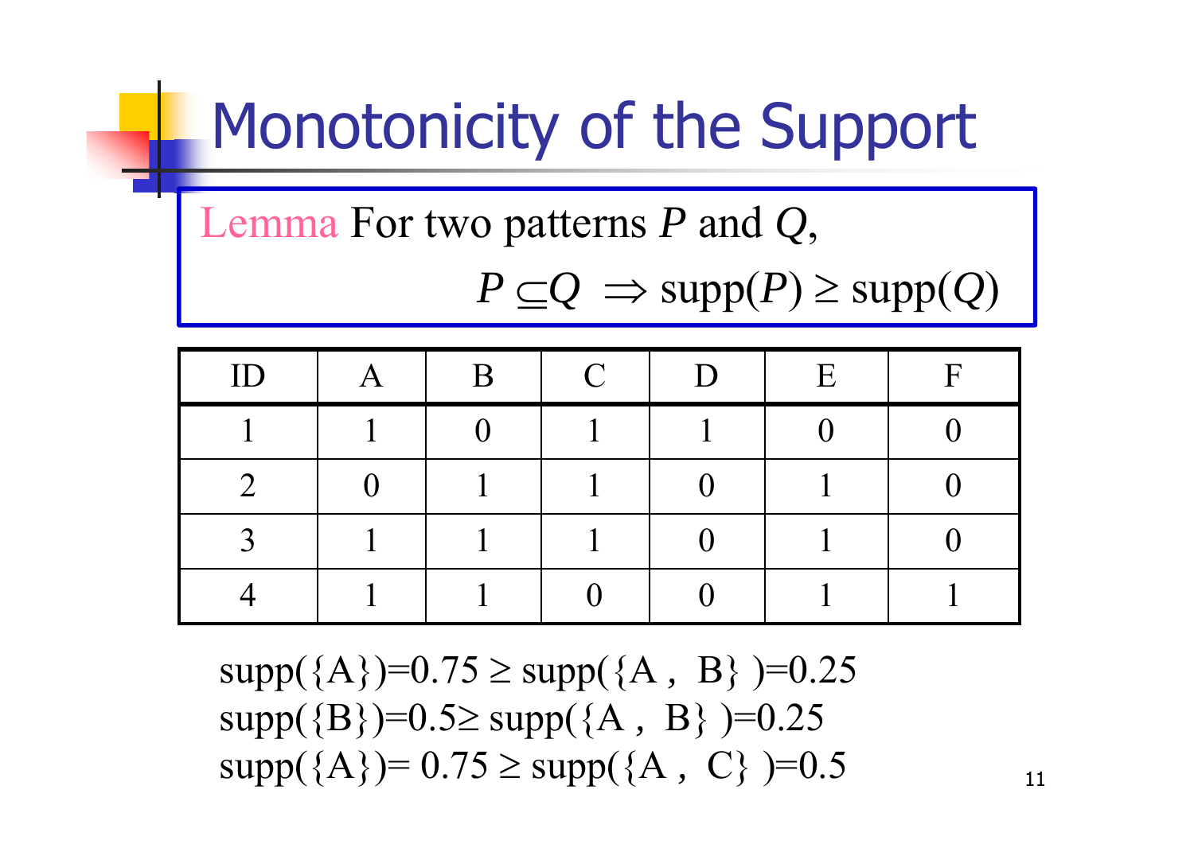# Monotonicity of the Support

**Lemma** For two patterns $P$ and $Q$,

$$P \subseteq Q \Rightarrow \text{supp}(P) \geq \text{supp}(Q)$$

| ID | A | B | C | D | E | F |
|---|---|---|---|---|---|---|
| 1 | 1 | 0 | 1 | 1 | 0 | 0 |
| 2 | 0 | 1 | 1 | 0 | 1 | 0 |
| 3 | 1 | 1 | 1 | 0 | 1 | 0 |
| 4 | 1 | 1 | 0 | 0 | 1 | 1 |

$\text{supp}(\{A\})=0.75 \geq \text{supp}(\{A, B\})=0.25$

$\text{supp}(\{B\})=0.5 \geq \text{supp}(\{A, B\})=0.25$

$\text{supp}(\{A\})= 0.75 \geq \text{supp}(\{A, C\})=0.5$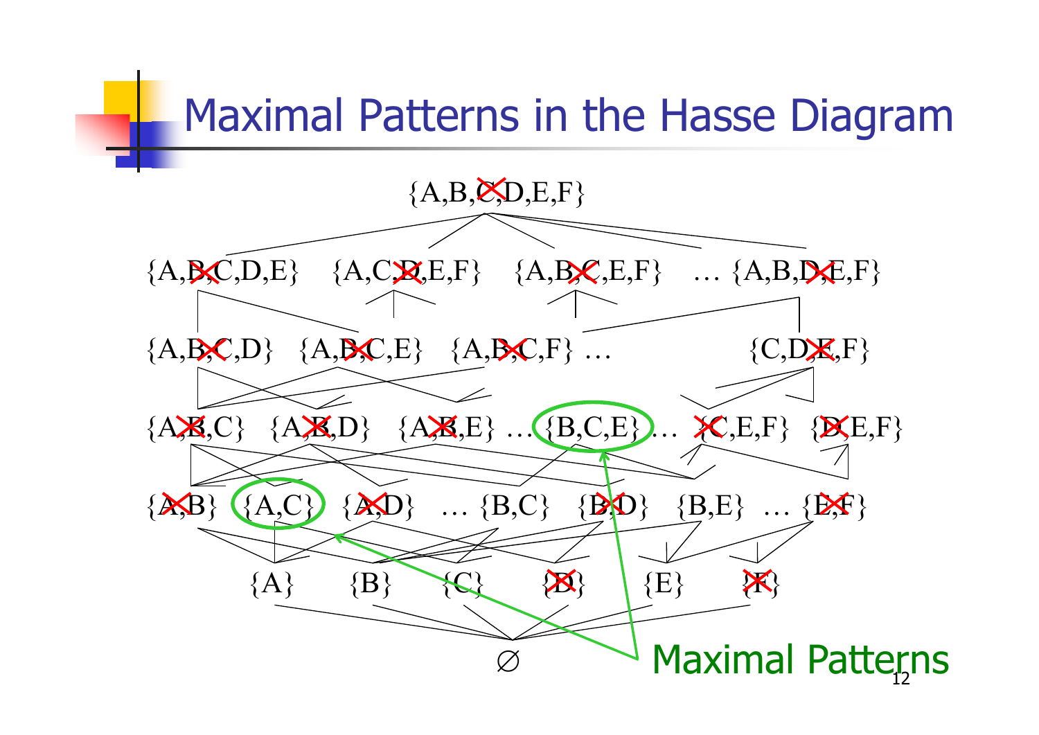# Maximal Patterns in the Hasse Diagram

{A,B,C,D,E,F}

{A,B,C,D,E} {A,C,D,E,F} {A,B,C,E,F} … {A,B,D,E,F}

{A,B,C,D} {A,B,C,E} {A,B,C,F} … {C,D,E,F}

{A,B,C} {A,B,D} {A,B,E} … {B,C,E} … {C,E,F} {D,E,F}

{A,B} {A,C} {A,D} … {B,C} {B,D} {B,E} … {E,F}

{A} {B} {C} {D} {E} {F}

∅

Maximal Patterns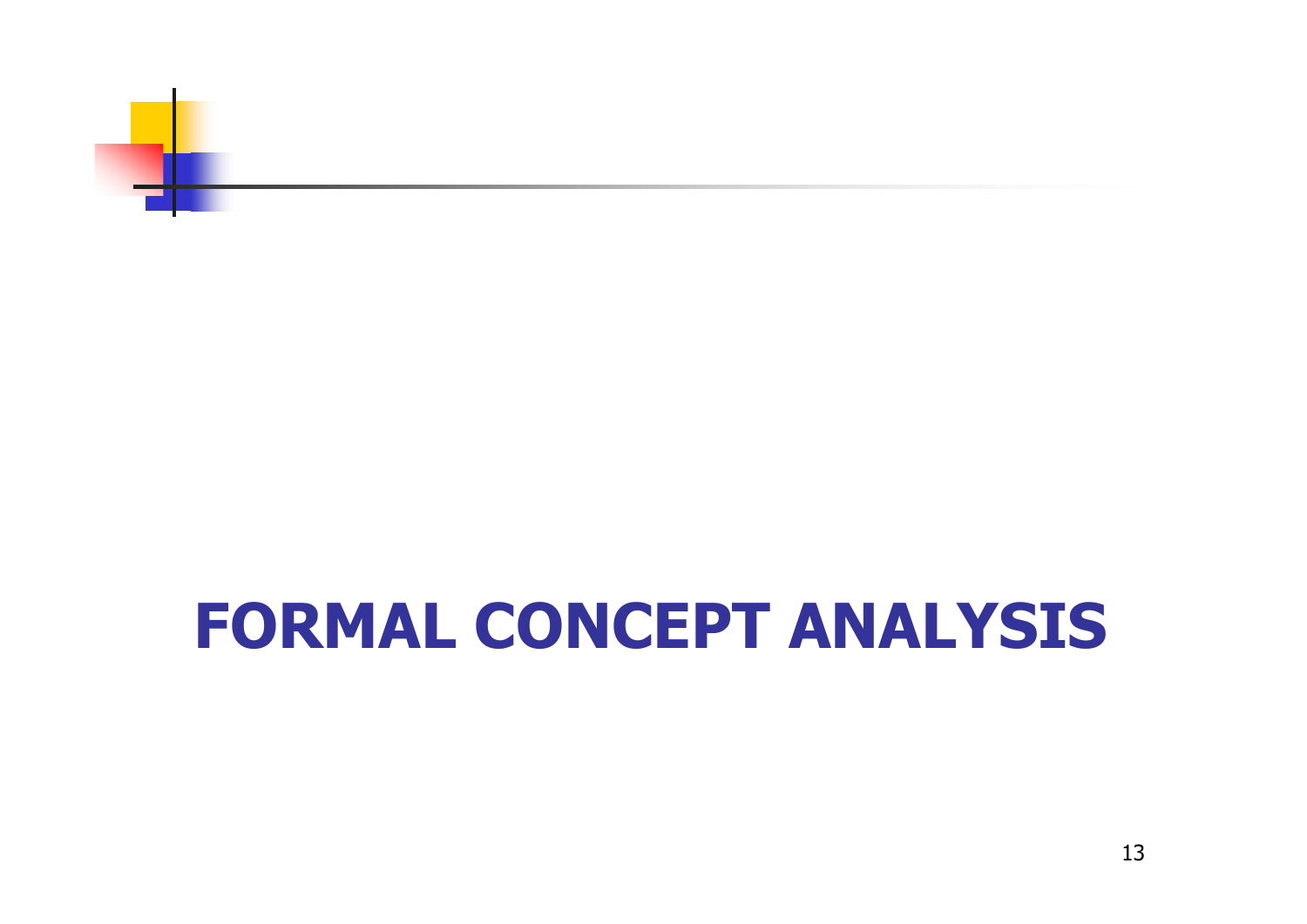# FORMAL CONCEPT ANALYSIS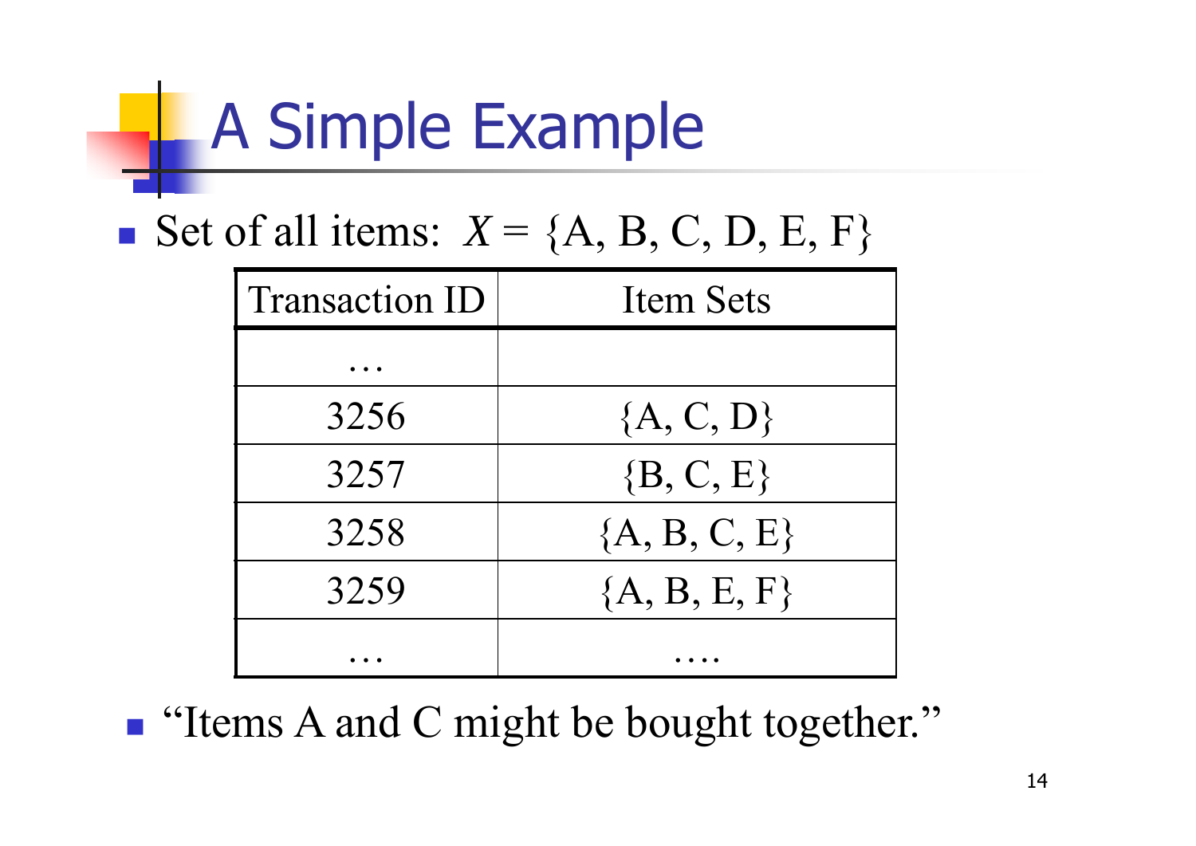# A Simple Example

- Set of all items: $X = \{A, B, C, D, E, F\}$

| Transaction ID | Item Sets |
|---|---|
| … | |
| 3256 | {A, C, D} |
| 3257 | {B, C, E} |
| 3258 | {A, B, C, E} |
| 3259 | {A, B, E, F} |
| … | …. |

- "Items A and C might be bought together."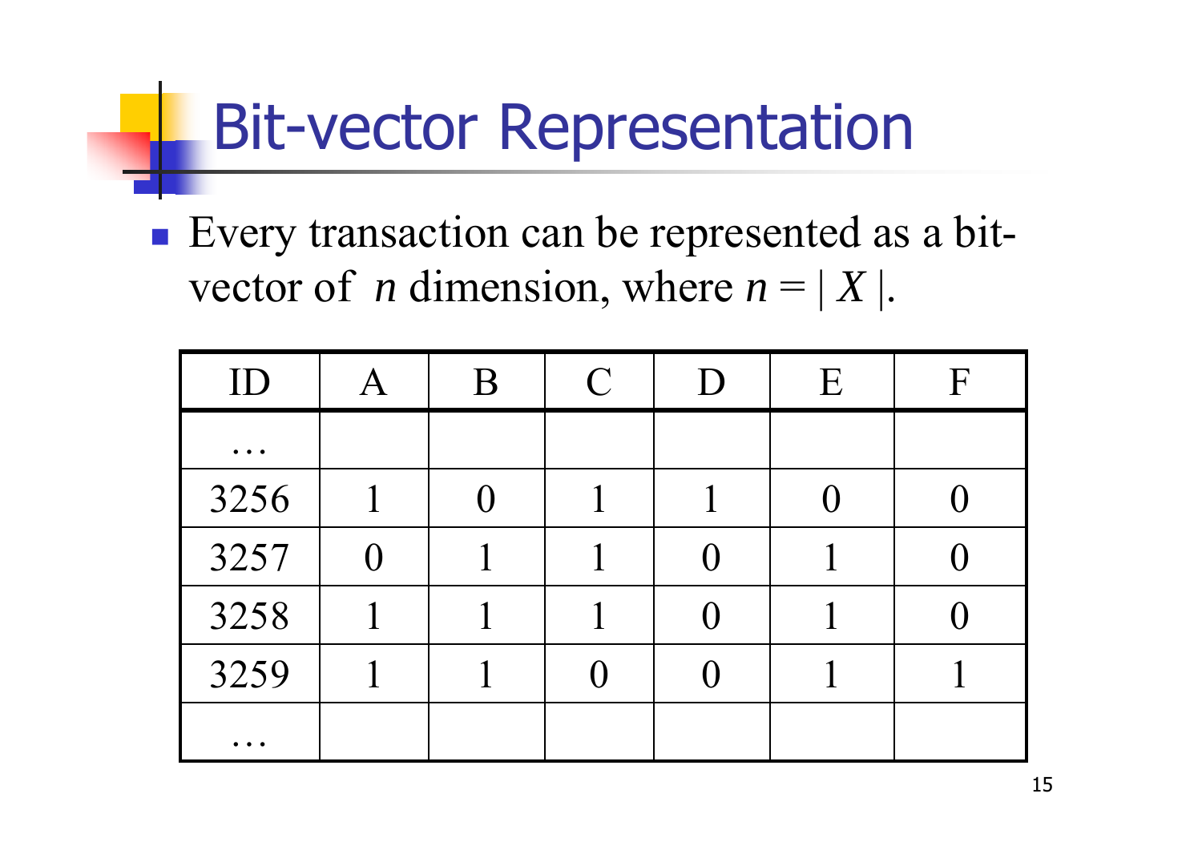# Bit-vector Representation

- Every transaction can be represented as a bit-vector of $n$ dimension, where $n = | X |$.

| ID | A | B | C | D | E | F |
|---|---|---|---|---|---|---|
| … | | | | | | |
| 3256 | 1 | 0 | 1 | 1 | 0 | 0 |
| 3257 | 0 | 1 | 1 | 0 | 1 | 0 |
| 3258 | 1 | 1 | 1 | 0 | 1 | 0 |
| 3259 | 1 | 1 | 0 | 0 | 1 | 1 |
| … | | | | | | |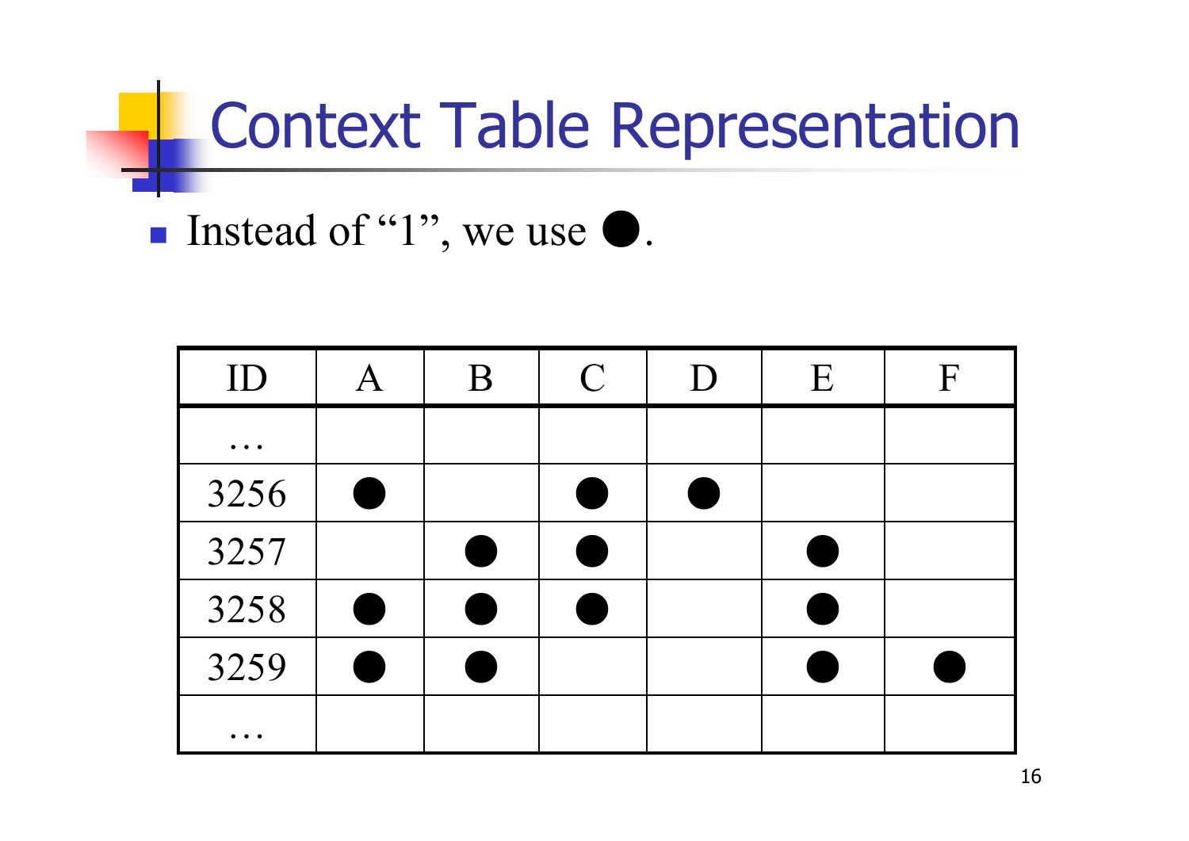# Context Table Representation

- Instead of "1", we use ●.

| ID | A | B | C | D | E | F |
|---|---|---|---|---|---|---|
| … | | | | | | |
| 3256 | ● | | ● | ● | | |
| 3257 | | ● | ● | | ● | |
| 3258 | ● | ● | ● | | ● | |
| 3259 | ● | ● | | | ● | ● |
| … | | | | | | |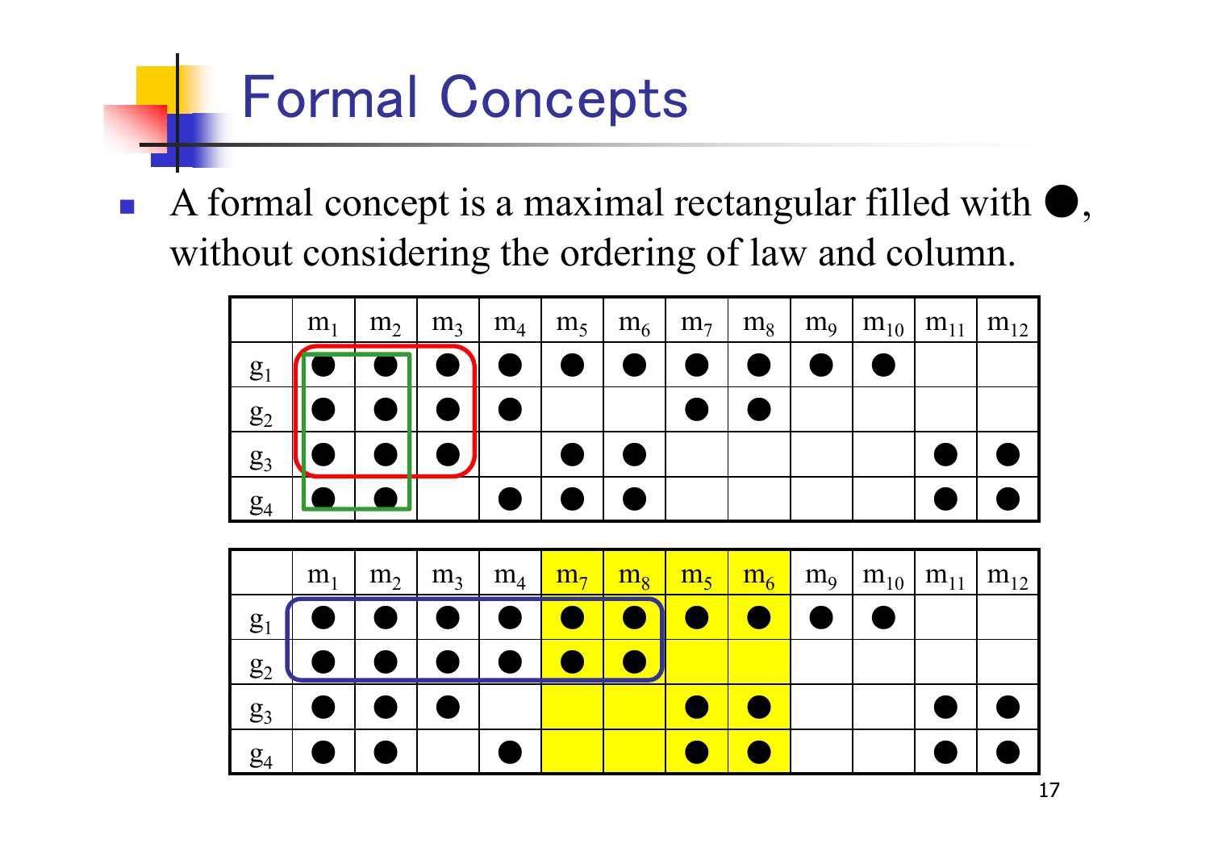# Formal Concepts

- A formal concept is a maximal rectangular filled with ●, without considering the ordering of law and column.

| | $m_1$ | $m_2$ | $m_3$ | $m_4$ | $m_5$ | $m_6$ | $m_7$ | $m_8$ | $m_9$ | $m_{10}$ | $m_{11}$ | $m_{12}$ |
|---|---|---|---|---|---|---|---|---|---|---|---|---|
| $g_1$ | ● | ● | ● | ● | ● | ● | ● | ● | ● | ● | | |
| $g_2$ | ● | ● | ● | ● | | | ● | ● | | | | |
| $g_3$ | ● | ● | ● | | ● | ● | | | | | ● | ● |
| $g_4$ | ● | ● | | ● | ● | ● | | | | | ● | ● |

| | $m_1$ | $m_2$ | $m_3$ | $m_4$ | $m_7$ | $m_8$ | $m_5$ | $m_6$ | $m_9$ | $m_{10}$ | $m_{11}$ | $m_{12}$ |
|---|---|---|---|---|---|---|---|---|---|---|---|---|
| $g_1$ | ● | ● | ● | ● | ● | ● | ● | ● | ● | ● | | |
| $g_2$ | ● | ● | ● | ● | ● | ● | | | | | | |
| $g_3$ | ● | ● | ● | | | | ● | ● | | | ● | ● |
| $g_4$ | ● | ● | | ● | | | ● | ● | | | ● | ● |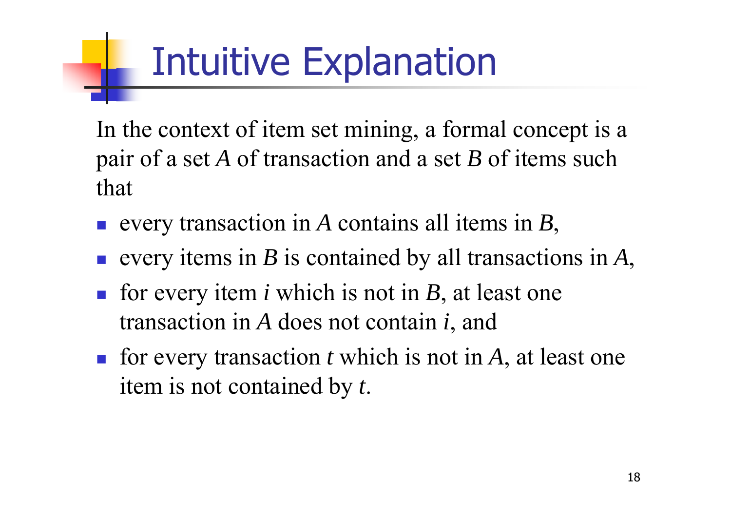# Intuitive Explanation

In the context of item set mining, a formal concept is a pair of a set *A* of transaction and a set *B* of items such that

- every transaction in *A* contains all items in *B*,
- every items in *B* is contained by all transactions in *A*,
- for every item *i* which is not in *B*, at least one transaction in *A* does not contain *i*, and
- for every transaction *t* which is not in *A*, at least one item is not contained by *t*.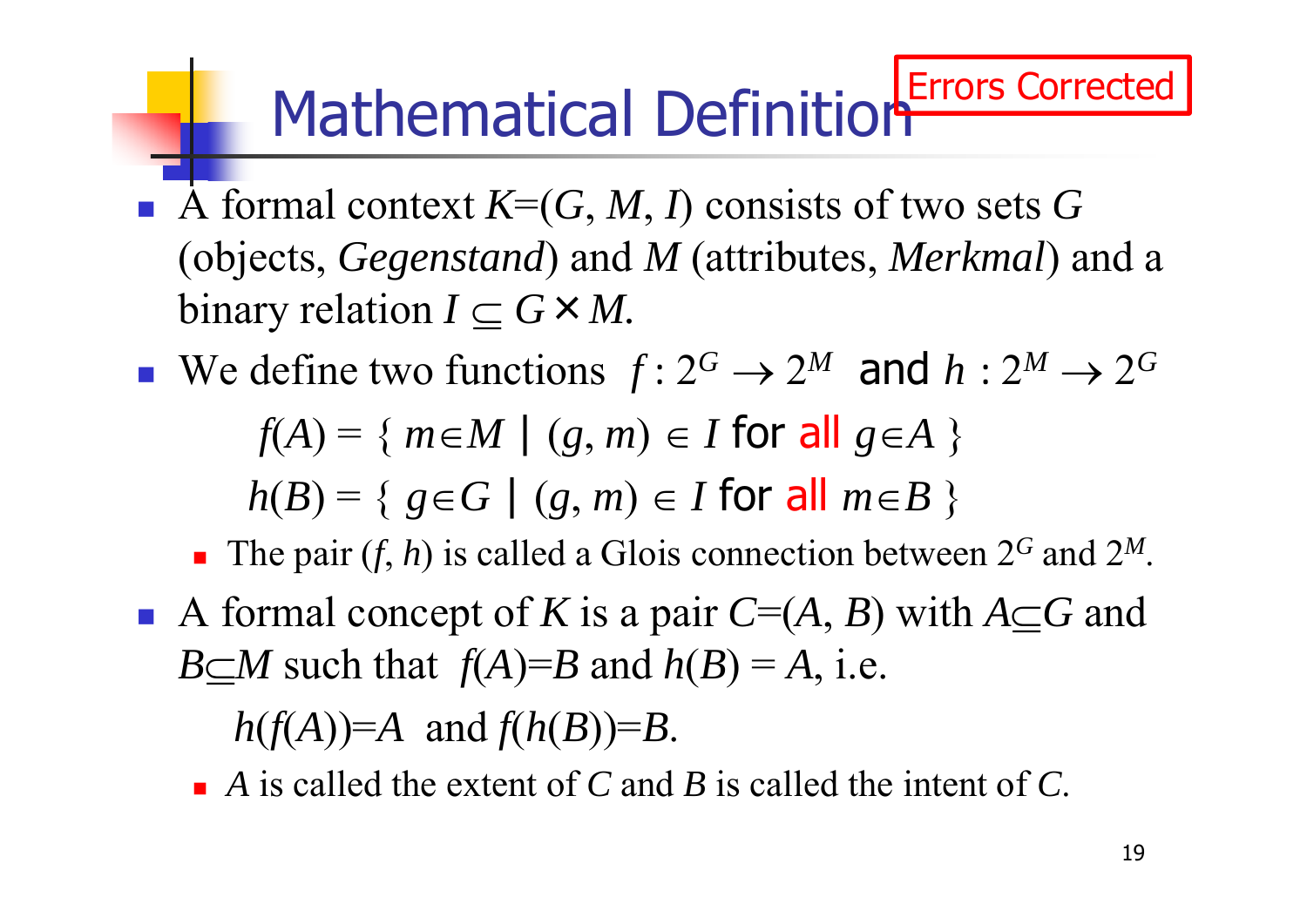# Mathematical Definition

Errors Corrected

- A formal context $K=(G, M, I)$ consists of two sets $G$ (objects, *Gegenstand*) and $M$ (attributes, *Merkmal*) and a binary relation $I \subseteq G \times M$.
- We define two functions $f: 2^G \rightarrow 2^M$ and $h: 2^M \rightarrow 2^G$

$$f(A) = \{\, m \in M \mid (g, m) \in I \text{ for all } g \in A \,\}$$

$$h(B) = \{\, g \in G \mid (g, m) \in I \text{ for all } m \in B \,\}$$

  - The pair $(f, h)$ is called a Glois connection between $2^G$ and $2^M$.
- A formal concept of $K$ is a pair $C=(A, B)$ with $A \subseteq G$ and $B \subseteq M$ such that $f(A)=B$ and $h(B) = A$, i.e.

$$h(f(A))=A \text{ and } f(h(B))=B.$$

  - $A$ is called the extent of $C$ and $B$ is called the intent of $C$.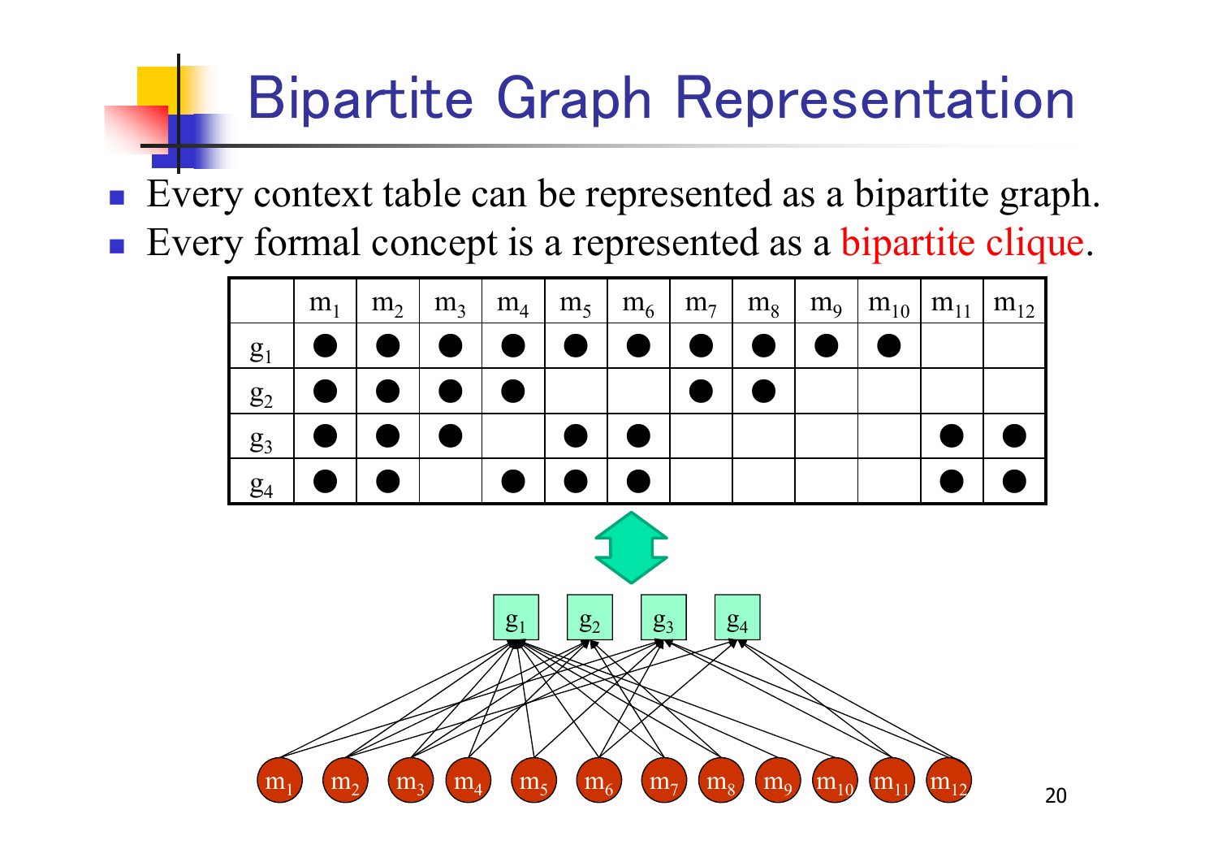# Bipartite Graph Representation

- Every context table can be represented as a bipartite graph.
- Every formal concept is a represented as a bipartite clique.

| | $m_1$ | $m_2$ | $m_3$ | $m_4$ | $m_5$ | $m_6$ | $m_7$ | $m_8$ | $m_9$ | $m_{10}$ | $m_{11}$ | $m_{12}$ |
|---|---|---|---|---|---|---|---|---|---|---|---|---|
| $g_1$ | ● | ● | ● | ● | ● | ● | ● | ● | ● | ● | | |
| $g_2$ | ● | ● | ● | ● | | | ● | ● | | | | |
| $g_3$ | ● | ● | ● | | ● | ● | | | | | ● | ● |
| $g_4$ | ● | ● | | ● | ● | ● | | | | | ● | ● |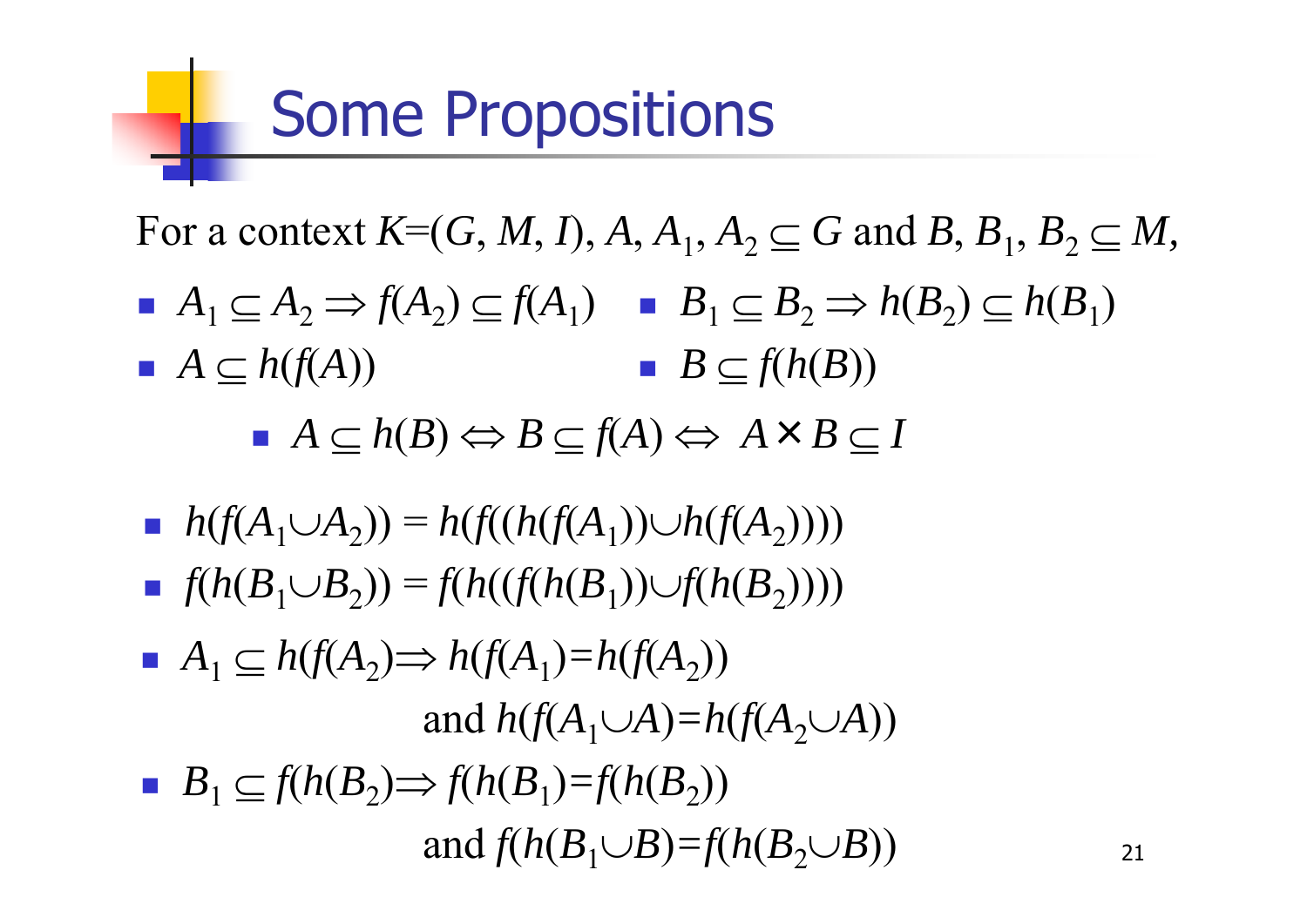# Some Propositions

For a context $K$=($G$, $M$, $I$), $A$, $A_1$, $A_2 \subseteq G$ and $B$, $B_1$, $B_2 \subseteq M$,

- $A_1 \subseteq A_2 \Rightarrow f(A_2) \subseteq f(A_1)$
- $B_1 \subseteq B_2 \Rightarrow h(B_2) \subseteq h(B_1)$
- $A \subseteq h(f(A))$
- $B \subseteq f(h(B))$
- $A \subseteq h(B) \Leftrightarrow B \subseteq f(A) \Leftrightarrow A \times B \subseteq I$

- $h(f(A_1 \cup A_2)) = h(f((h(f(A_1)) \cup h(f(A_2)))))$
- $f(h(B_1 \cup B_2)) = f(h((f(h(B_1)) \cup f(h(B_2)))))$
- $A_1 \subseteq h(f(A_2) \Rightarrow h(f(A_1)=h(f(A_2))$ and $h(f(A_1 \cup A)=h(f(A_2 \cup A))$
- $B_1 \subseteq f(h(B_2) \Rightarrow f(h(B_1)=f(h(B_2))$ and $f(h(B_1 \cup B)=f(h(B_2 \cup B))$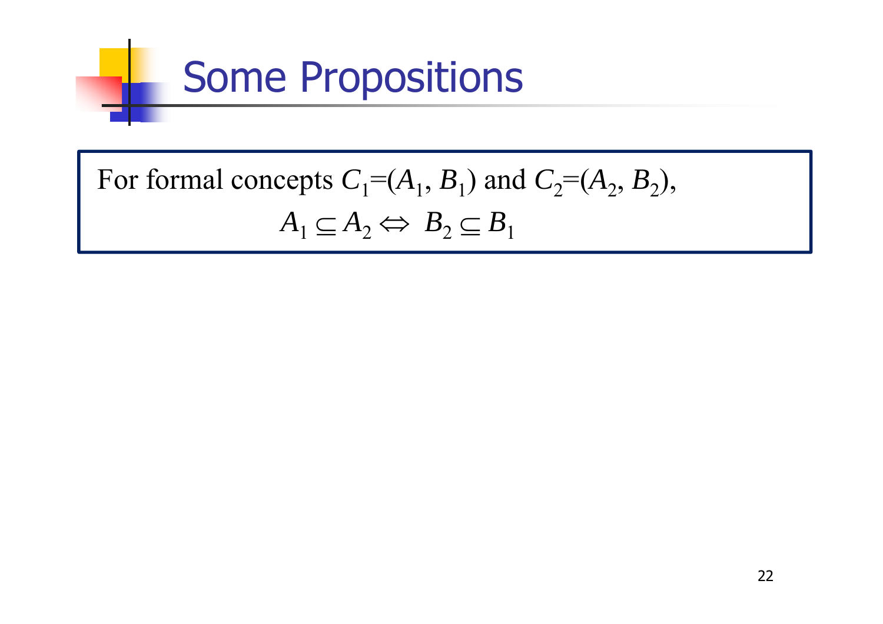# Some Propositions

For formal concepts $C_1=(A_1, B_1)$ and $C_2=(A_2, B_2)$,

$$A_1 \subseteq A_2 \Leftrightarrow B_2 \subseteq B_1$$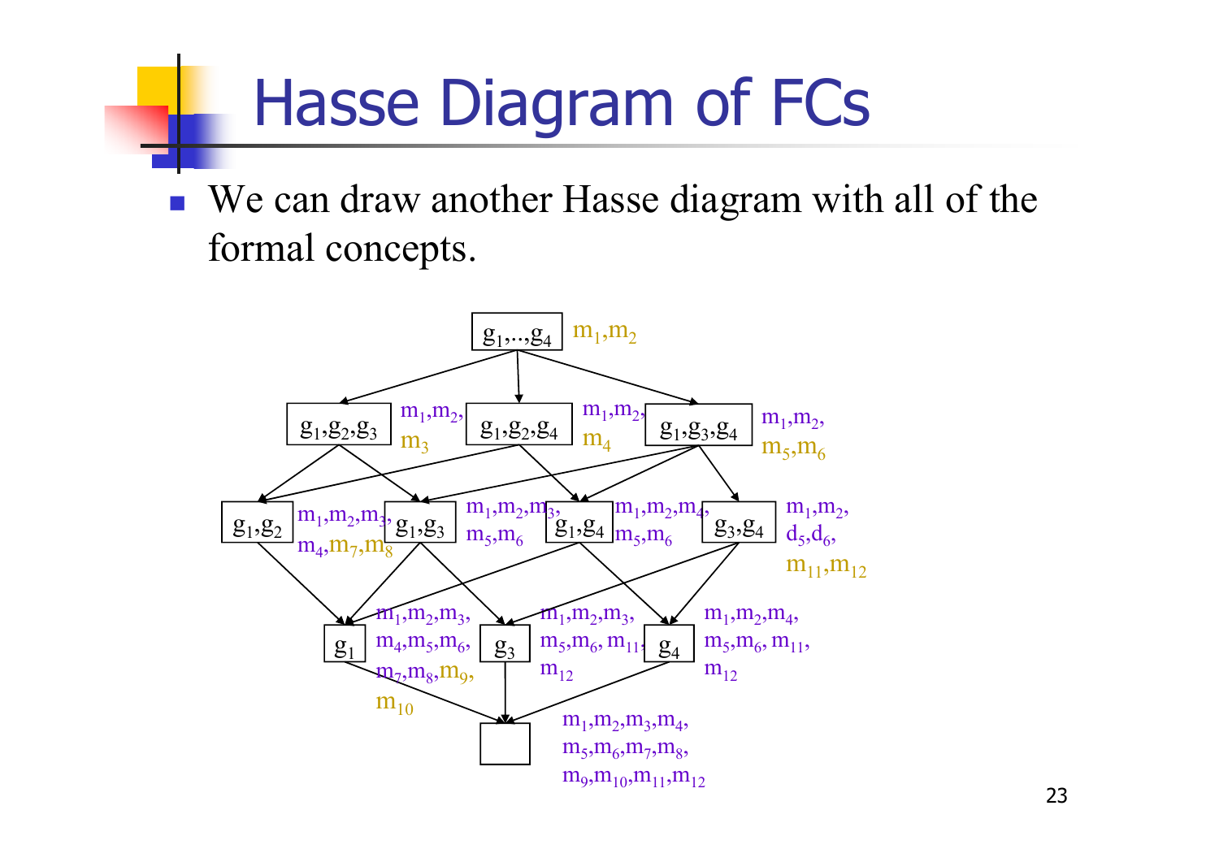# Hasse Diagram of FCs

- We can draw another Hasse diagram with all of the formal concepts.

$g_1,..,g_4$ — $m_1,m_2$

$g_1,g_2,g_3$ — $m_1,m_2,m_3$

$g_1,g_2,g_4$ — $m_1,m_2,m_4$

$g_1,g_3,g_4$ — $m_1,m_2,m_5,m_6$

$g_1,g_2$ — $m_1,m_2,m_3,m_4,m_7,m_8$

$g_1,g_3$ — $m_1,m_2,m_3,m_5,m_6$

$g_1,g_4$ — $m_1,m_2,m_4,m_5,m_6$

$g_3,g_4$ — $m_1,m_2,d_5,d_6,m_{11},m_{12}$

$g_1$ — $m_1,m_2,m_3,m_4,m_5,m_6,m_7,m_8,m_9,m_{10}$

$g_3$ — $m_1,m_2,m_3,m_5,m_6,m_{11},m_{12}$

$g_4$ — $m_1,m_2,m_4,m_5,m_6,m_{11},m_{12}$

(empty) — $m_1,m_2,m_3,m_4,m_5,m_6,m_7,m_8,m_9,m_{10},m_{11},m_{12}$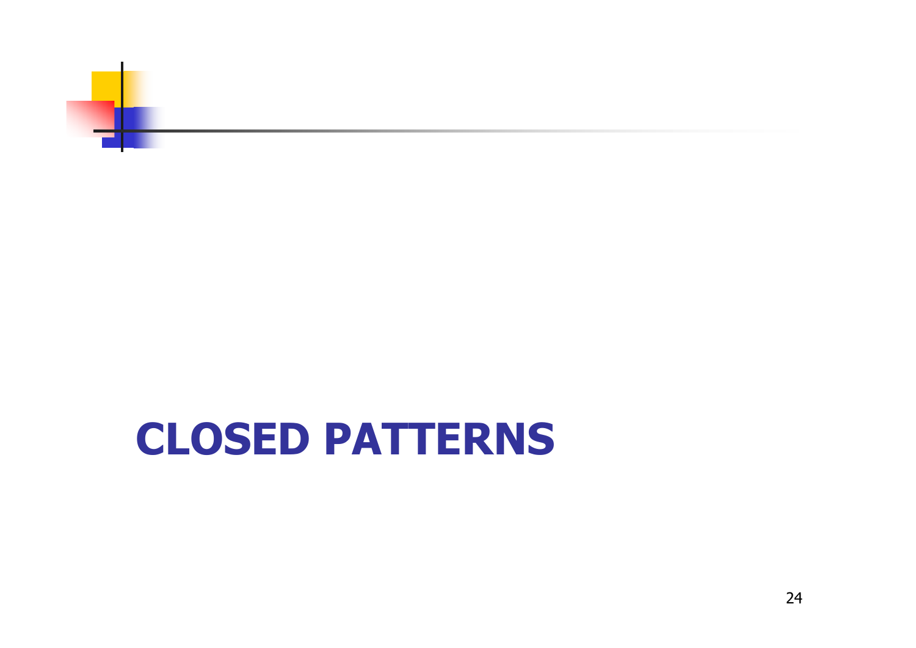# CLOSED PATTERNS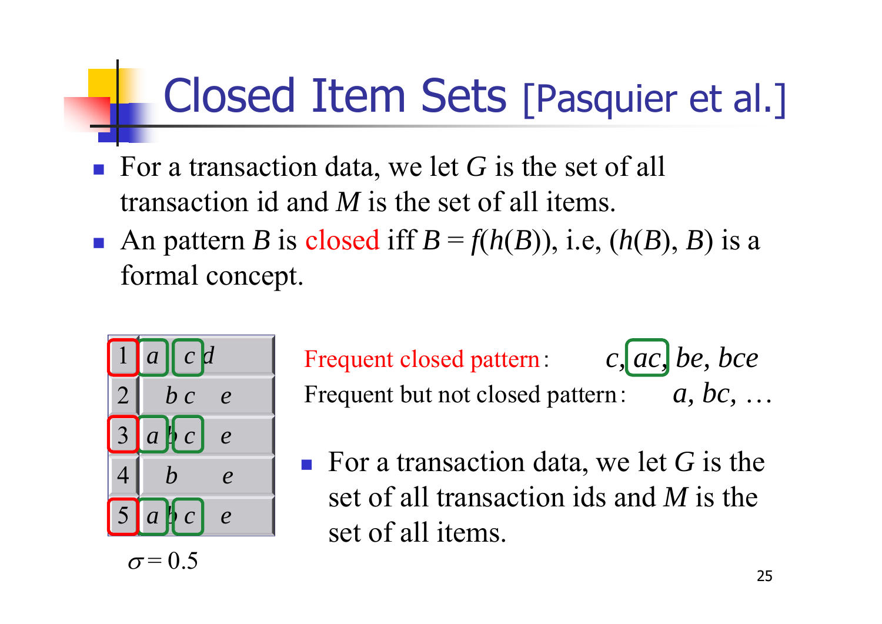# Closed Item Sets [Pasquier et al.]

- For a transaction data, we let $G$ is the set of all transaction id and $M$ is the set of all items.
- An pattern $B$ is closed iff $B = f(h(B))$, i.e, $(h(B), B)$ is a formal concept.

| | | | | | |
|---|---|---|---|---|---|
| 1 | $a$ | | $c$ | $d$ | |
| 2 | | $b$ | $c$ | | $e$ |
| 3 | $a$ | $b$ | $c$ | | $e$ |
| 4 | | $b$ | | | $e$ |
| 5 | $a$ | $b$ | $c$ | | $e$ |

$\sigma = 0.5$

Frequent closed pattern: $c$, $ac$, $be$, $bce$

Frequent but not closed pattern: $a$, $bc$, …

- For a transaction data, we let $G$ is the set of all transaction ids and $M$ is the set of all items.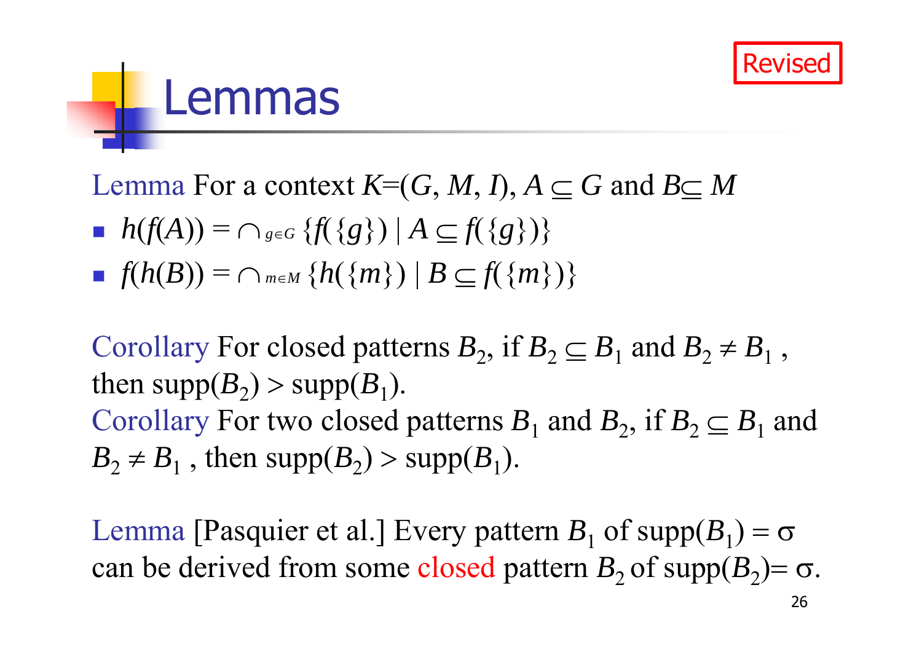# Lemmas

Revised

Lemma For a context $K$=($G$, $M$, $I$), $A \subseteq G$ and $B \subseteq M$

- $h(f(A)) = \cap_{g \in G} \{f(\{g\}) \mid A \subseteq f(\{g\})\}$
- $f(h(B)) = \cap_{m \in M} \{h(\{m\}) \mid B \subseteq f(\{m\})\}$

Corollary For closed patterns $B_2$, if $B_2 \subseteq B_1$ and $B_2 \neq B_1$ , then supp($B_2$) > supp($B_1$).

Corollary For two closed patterns $B_1$ and $B_2$, if $B_2 \subseteq B_1$ and $B_2 \neq B_1$ , then supp($B_2$) > supp($B_1$).

Lemma [Pasquier et al.] Every pattern $B_1$ of supp($B_1$) = $\sigma$ can be derived from some closed pattern $B_2$ of supp($B_2$)= $\sigma$.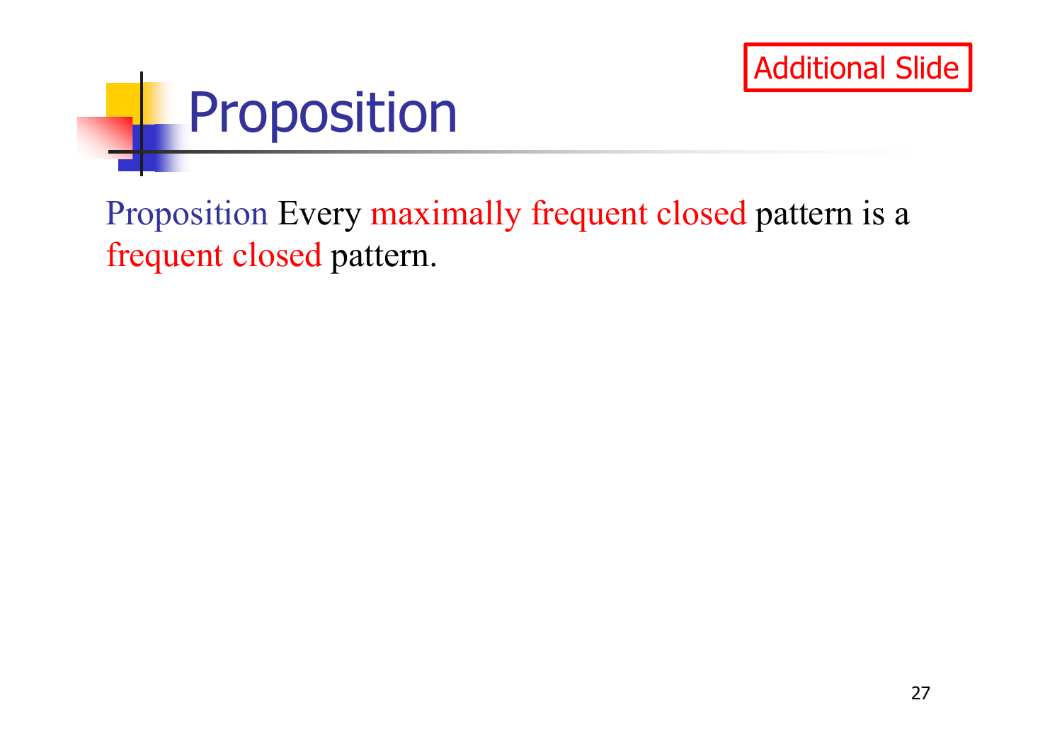Additional Slide

# Proposition

Proposition Every maximally frequent closed pattern is a frequent closed pattern.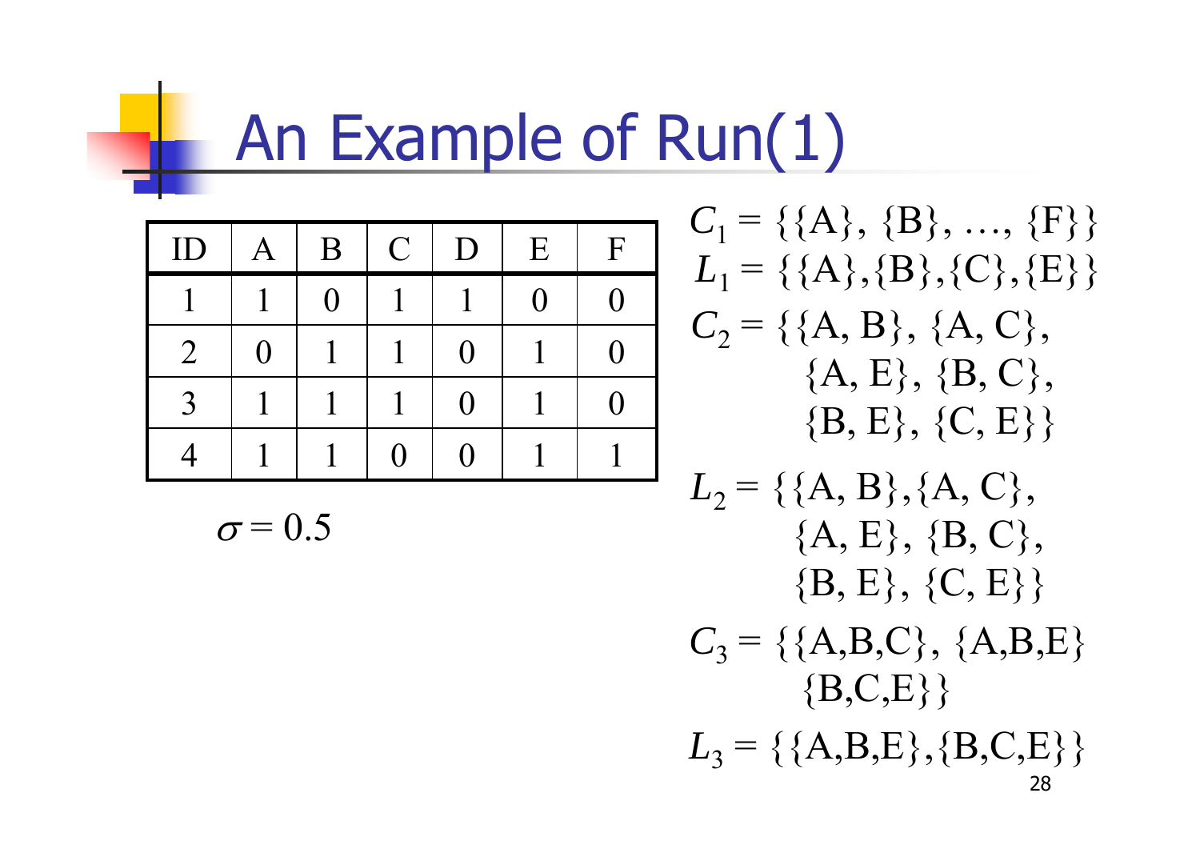# An Example of Run(1)

| ID | A | B | C | D | E | F |
|---|---|---|---|---|---|---|
| 1 | 1 | 0 | 1 | 1 | 0 | 0 |
| 2 | 0 | 1 | 1 | 0 | 1 | 0 |
| 3 | 1 | 1 | 1 | 0 | 1 | 0 |
| 4 | 1 | 1 | 0 | 0 | 1 | 1 |

$\sigma = 0.5$

$C_1 = \{\{A\}, \{B\}, \ldots, \{F\}\}$

$L_1 = \{\{A\},\{B\},\{C\},\{E\}\}$

$C_2 = \{\{A, B\}, \{A, C\}, \{A, E\}, \{B, C\}, \{B, E\}, \{C, E\}\}$

$L_2 = \{\{A, B\},\{A, C\}, \{A, E\}, \{B, C\}, \{B, E\}, \{C, E\}\}$

$C_3 = \{\{A,B,C\}, \{A,B,E\} \{B,C,E\}\}$

$L_3 = \{\{A,B,E\},\{B,C,E\}\}$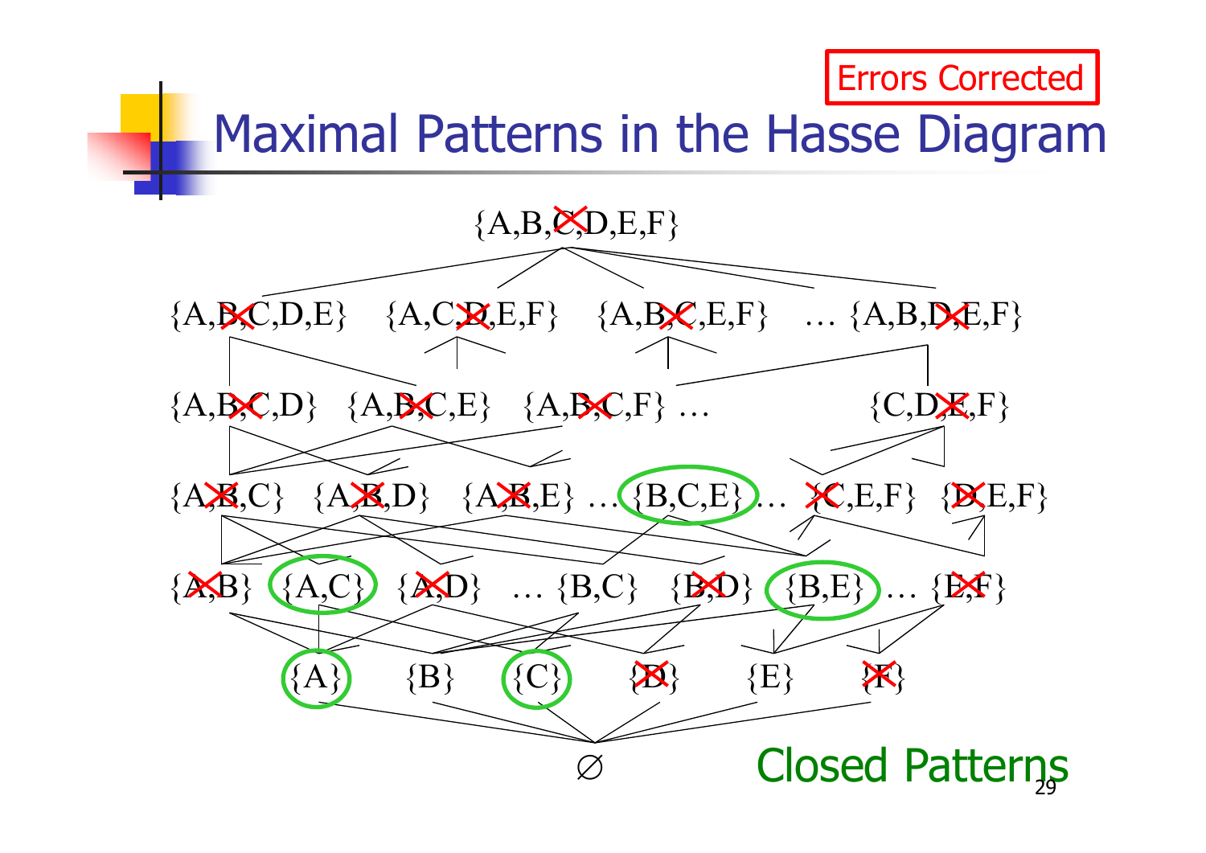Errors Corrected

# Maximal Patterns in the Hasse Diagram

{A,B,C,D,E,F}

{A,B,C,D,E} {A,C,D,E,F} {A,B,C,E,F} … {A,B,D,E,F}

{A,B,C,D} {A,B,C,E} {A,B,C,F} … {C,D,E,F}

{A,B,C} {A,B,D} {A,B,E} … {B,C,E} … {C,E,F} {D,E,F}

{A,B} {A,C} {A,D} … {B,C} {B,D} {B,E} … {E,F}

{A} {B} {C} {D} {E} {F}

∅

Closed Patterns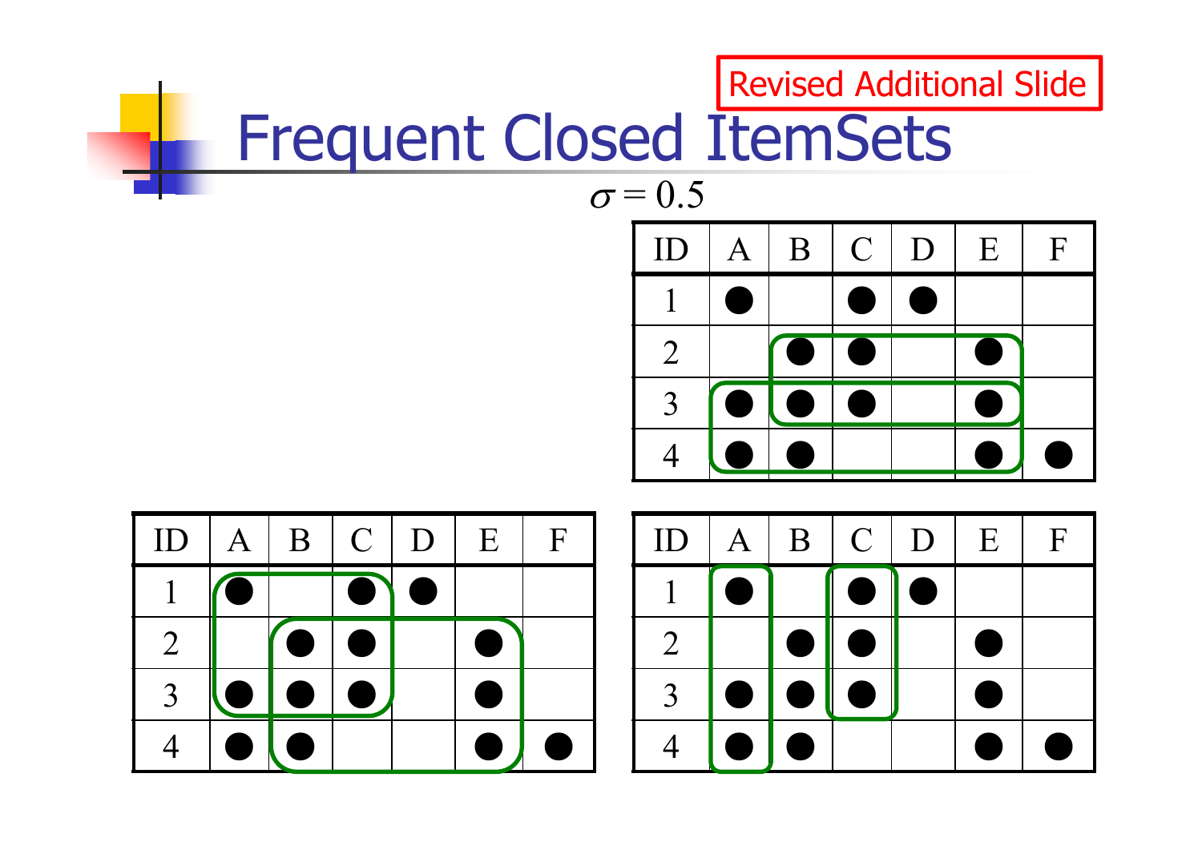Revised Additional Slide

# Frequent Closed ItemSets

$\sigma = 0.5$

| ID | A | B | C | D | E | F |
|---|---|---|---|---|---|---|
| 1 | ● | | ● | ● | | |
| 2 | | ● | ● | | ● | |
| 3 | ● | ● | ● | | ● | |
| 4 | ● | ● | | | ● | ● |

| ID | A | B | C | D | E | F |
|---|---|---|---|---|---|---|
| 1 | ● | | ● | ● | | |
| 2 | | ● | ● | | ● | |
| 3 | ● | ● | ● | | ● | |
| 4 | ● | ● | | | ● | ● |

| ID | A | B | C | D | E | F |
|---|---|---|---|---|---|---|
| 1 | ● | | ● | ● | | |
| 2 | | ● | ● | | ● | |
| 3 | ● | ● | ● | | ● | |
| 4 | ● | ● | | | ● | ● |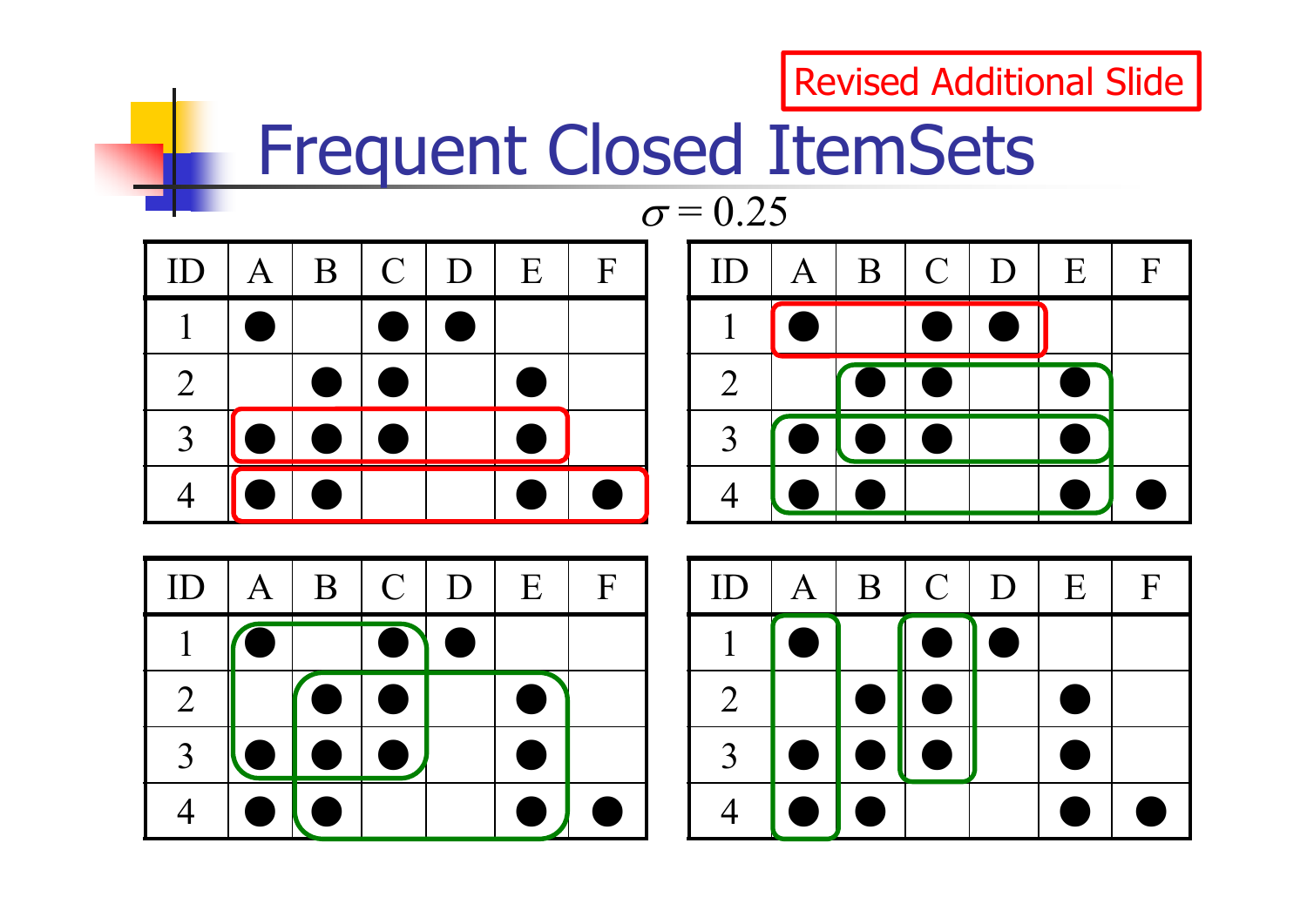Revised Additional Slide

# Frequent Closed ItemSets

$\sigma = 0.25$

| ID | A | B | C | D | E | F |
|---|---|---|---|---|---|---|
| 1 | ● | | ● | ● | | |
| 2 | | ● | ● | | ● | |
| 3 | ● | ● | ● | | ● | |
| 4 | ● | ● | | | ● | ● |

| ID | A | B | C | D | E | F |
|---|---|---|---|---|---|---|
| 1 | ● | | ● | ● | | |
| 2 | | ● | ● | | ● | |
| 3 | ● | ● | ● | | ● | |
| 4 | ● | ● | | | ● | ● |

| ID | A | B | C | D | E | F |
|---|---|---|---|---|---|---|
| 1 | ● | | ● | ● | | |
| 2 | | ● | ● | | ● | |
| 3 | ● | ● | ● | | ● | |
| 4 | ● | ● | | | ● | ● |

| ID | A | B | C | D | E | F |
|---|---|---|---|---|---|---|
| 1 | ● | | ● | ● | | |
| 2 | | ● | ● | | ● | |
| 3 | ● | ● | ● | | ● | |
| 4 | ● | ● | | | ● | ● |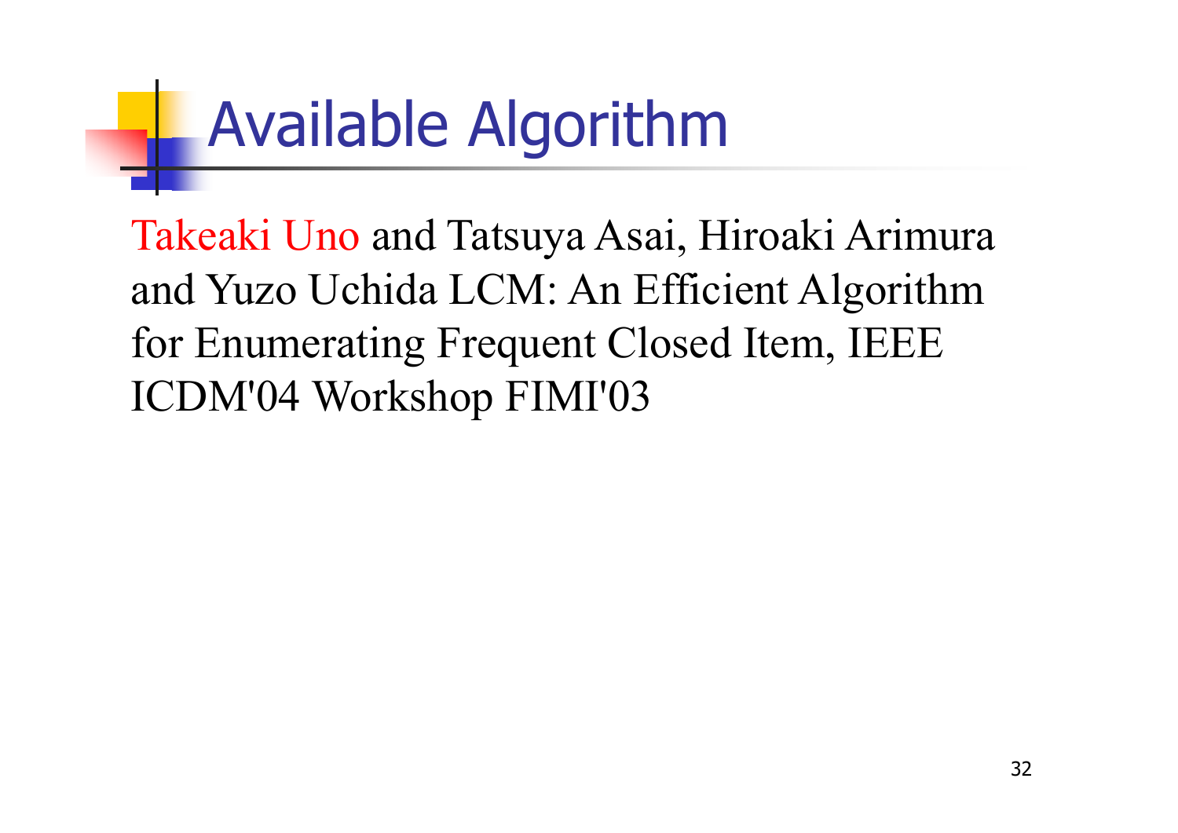# Available Algorithm

Takeaki Uno and Tatsuya Asai, Hiroaki Arimura and Yuzo Uchida LCM: An Efficient Algorithm for Enumerating Frequent Closed Item, IEEE ICDM'04 Workshop FIMI'03